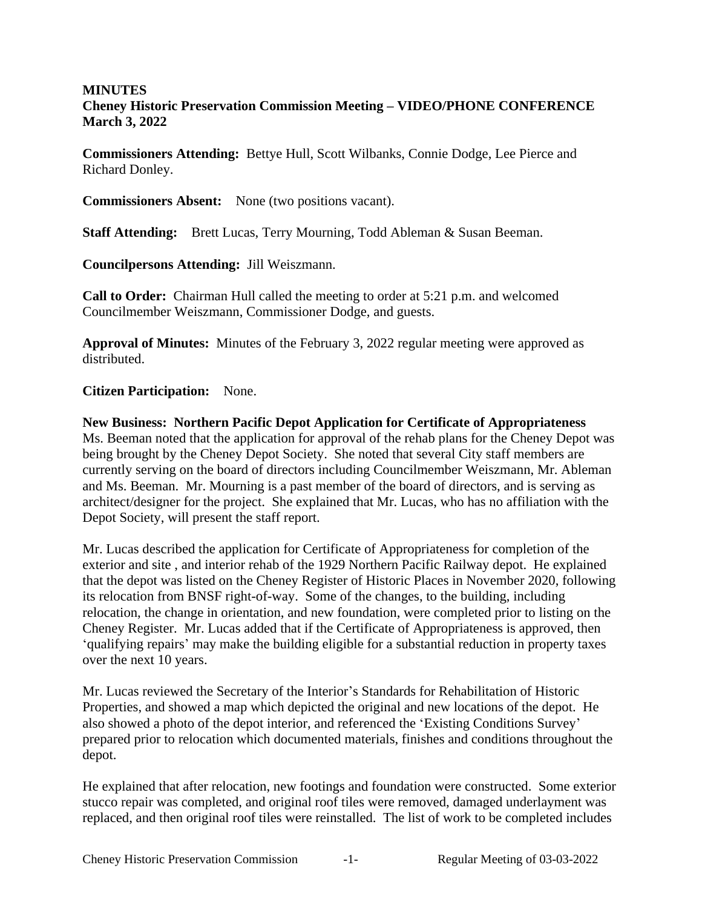**MINUTES**
**Cheney Historic Preservation Commission Meeting – VIDEO/PHONE CONFERENCE**
**March 3, 2022**

**Commissioners Attending:** Bettye Hull, Scott Wilbanks, Connie Dodge, Lee Pierce and Richard Donley.

**Commissioners Absent:** None (two positions vacant).

**Staff Attending:** Brett Lucas, Terry Mourning, Todd Ableman & Susan Beeman.

**Councilpersons Attending:** Jill Weiszmann.

**Call to Order:** Chairman Hull called the meeting to order at 5:21 p.m. and welcomed Councilmember Weiszmann, Commissioner Dodge, and guests.

**Approval of Minutes:** Minutes of the February 3, 2022 regular meeting were approved as distributed.

**Citizen Participation:** None.

**New Business: Northern Pacific Depot Application for Certificate of Appropriateness**
Ms. Beeman noted that the application for approval of the rehab plans for the Cheney Depot was being brought by the Cheney Depot Society. She noted that several City staff members are currently serving on the board of directors including Councilmember Weiszmann, Mr. Ableman and Ms. Beeman. Mr. Mourning is a past member of the board of directors, and is serving as architect/designer for the project. She explained that Mr. Lucas, who has no affiliation with the Depot Society, will present the staff report.

Mr. Lucas described the application for Certificate of Appropriateness for completion of the exterior and site , and interior rehab of the 1929 Northern Pacific Railway depot. He explained that the depot was listed on the Cheney Register of Historic Places in November 2020, following its relocation from BNSF right-of-way. Some of the changes, to the building, including relocation, the change in orientation, and new foundation, were completed prior to listing on the Cheney Register. Mr. Lucas added that if the Certificate of Appropriateness is approved, then 'qualifying repairs' may make the building eligible for a substantial reduction in property taxes over the next 10 years.

Mr. Lucas reviewed the Secretary of the Interior's Standards for Rehabilitation of Historic Properties, and showed a map which depicted the original and new locations of the depot. He also showed a photo of the depot interior, and referenced the 'Existing Conditions Survey' prepared prior to relocation which documented materials, finishes and conditions throughout the depot.

He explained that after relocation, new footings and foundation were constructed. Some exterior stucco repair was completed, and original roof tiles were removed, damaged underlayment was replaced, and then original roof tiles were reinstalled. The list of work to be completed includes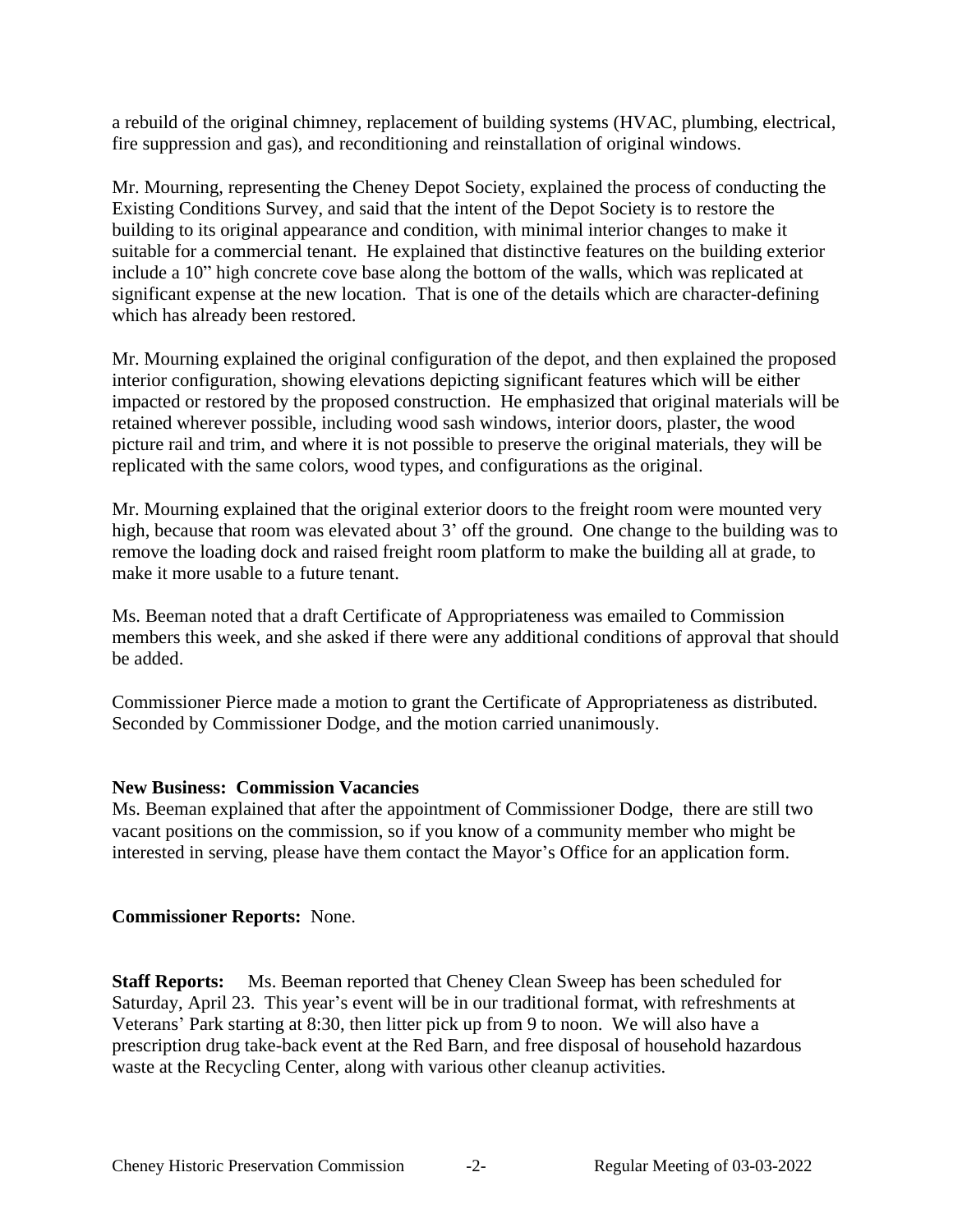a rebuild of the original chimney, replacement of building systems (HVAC, plumbing, electrical, fire suppression and gas), and reconditioning and reinstallation of original windows.

Mr. Mourning, representing the Cheney Depot Society, explained the process of conducting the Existing Conditions Survey, and said that the intent of the Depot Society is to restore the building to its original appearance and condition, with minimal interior changes to make it suitable for a commercial tenant. He explained that distinctive features on the building exterior include a 10" high concrete cove base along the bottom of the walls, which was replicated at significant expense at the new location. That is one of the details which are character-defining which has already been restored.

Mr. Mourning explained the original configuration of the depot, and then explained the proposed interior configuration, showing elevations depicting significant features which will be either impacted or restored by the proposed construction. He emphasized that original materials will be retained wherever possible, including wood sash windows, interior doors, plaster, the wood picture rail and trim, and where it is not possible to preserve the original materials, they will be replicated with the same colors, wood types, and configurations as the original.

Mr. Mourning explained that the original exterior doors to the freight room were mounted very high, because that room was elevated about 3' off the ground. One change to the building was to remove the loading dock and raised freight room platform to make the building all at grade, to make it more usable to a future tenant.

Ms. Beeman noted that a draft Certificate of Appropriateness was emailed to Commission members this week, and she asked if there were any additional conditions of approval that should be added.

Commissioner Pierce made a motion to grant the Certificate of Appropriateness as distributed. Seconded by Commissioner Dodge, and the motion carried unanimously.

**New Business: Commission Vacancies**
Ms. Beeman explained that after the appointment of Commissioner Dodge, there are still two vacant positions on the commission, so if you know of a community member who might be interested in serving, please have them contact the Mayor's Office for an application form.

**Commissioner Reports:** None.

**Staff Reports:** Ms. Beeman reported that Cheney Clean Sweep has been scheduled for Saturday, April 23. This year's event will be in our traditional format, with refreshments at Veterans' Park starting at 8:30, then litter pick up from 9 to noon. We will also have a prescription drug take-back event at the Red Barn, and free disposal of household hazardous waste at the Recycling Center, along with various other cleanup activities.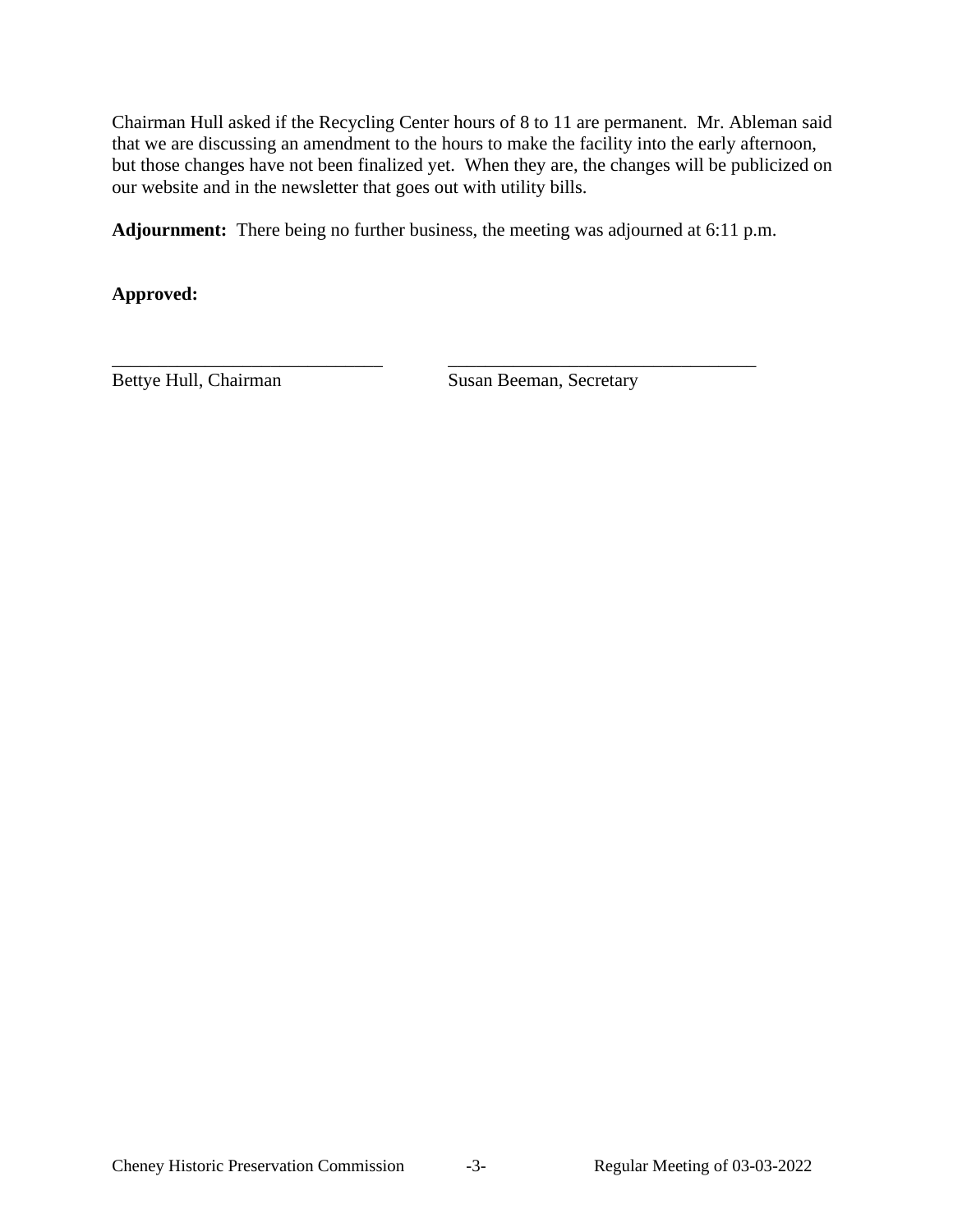Chairman Hull asked if the Recycling Center hours of 8 to 11 are permanent. Mr. Ableman said that we are discussing an amendment to the hours to make the facility into the early afternoon, but those changes have not been finalized yet. When they are, the changes will be publicized on our website and in the newsletter that goes out with utility bills.

**Adjournment:** There being no further business, the meeting was adjourned at 6:11 p.m.

**Approved:**

| | |
|---|---|
| ______________________________ | __________________________________ |
| Bettye Hull, Chairman | Susan Beeman, Secretary |